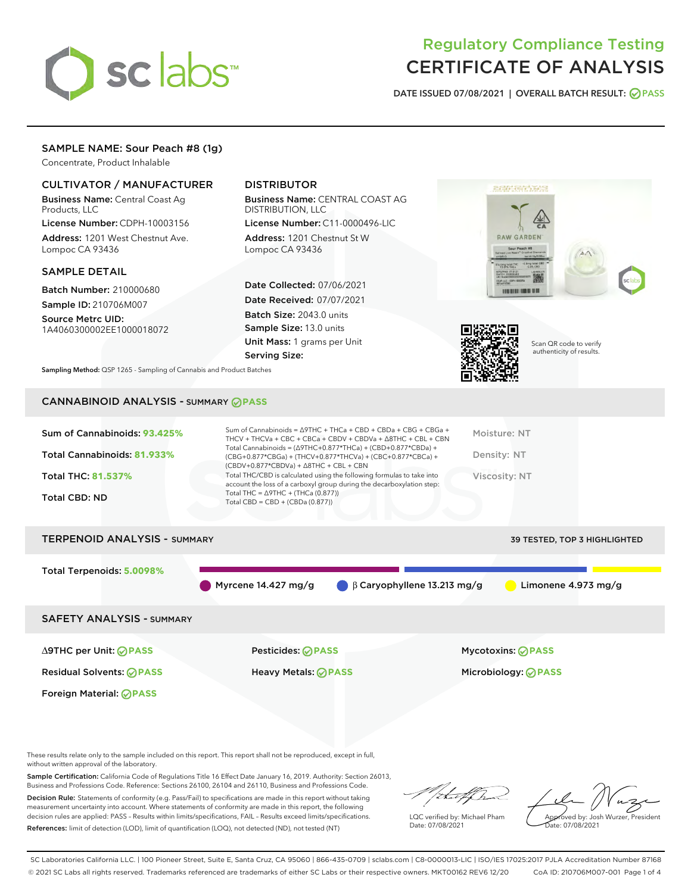# Regulatory Compliance Testing
# CERTIFICATE OF ANALYSIS

DATE ISSUED 07/08/2021 | OVERALL BATCH RESULT: PASS

## SAMPLE NAME: Sour Peach #8 (1g)

Concentrate, Product Inhalable

### CULTIVATOR / MANUFACTURER

**Business Name:** Central Coast Ag Products, LLC
**License Number:** CDPH-10003156
**Address:** 1201 West Chestnut Ave. Lompoc CA 93436

### DISTRIBUTOR

**Business Name:** CENTRAL COAST AG DISTRIBUTION, LLC
**License Number:** C11-0000496-LIC
**Address:** 1201 Chestnut St W Lompoc CA 93436

### SAMPLE DETAIL

**Batch Number:** 210000680
**Sample ID:** 210706M007
**Source Metrc UID:** 1A4060300002EE1000018072

**Date Collected:** 07/06/2021
**Date Received:** 07/07/2021
**Batch Size:** 2043.0 units
**Sample Size:** 13.0 units
**Unit Mass:** 1 grams per Unit
**Serving Size:**

Scan QR code to verify authenticity of results.

**Sampling Method:** QSP 1265 - Sampling of Cannabis and Product Batches

## CANNABINOID ANALYSIS - SUMMARY PASS

**Sum of Cannabinoids:** 93.425%
**Total Cannabinoids:** 81.933%
**Total THC:** 81.537%
**Total CBD:** ND

Sum of Cannabinoids = Δ9THC + THCa + CBD + CBDa + CBG + CBGa + THCV + THCVa + CBC + CBCa + CBDV + CBDVa + Δ8THC + CBL + CBN
Total Cannabinoids = (Δ9THC+0.877*THCa) + (CBD+0.877*CBDa) + (CBG+0.877*CBGa) + (THCV+0.877*THCVa) + (CBC+0.877*CBCa) + (CBDV+0.877*CBDVa) + Δ8THC + CBL + CBN
Total THC/CBD is calculated using the following formulas to take into account the loss of a carboxyl group during the decarboxylation step:
Total THC = Δ9THC + (THCa (0.877))
Total CBD = CBD + (CBDa (0.877))

Moisture: NT
Density: NT
Viscosity: NT

## TERPENOID ANALYSIS - SUMMARY

39 TESTED, TOP 3 HIGHLIGHTED

**Total Terpenoids:** 5.0098%

Myrcene 14.427 mg/g | β Caryophyllene 13.213 mg/g | Limonene 4.973 mg/g

## SAFETY ANALYSIS - SUMMARY

| | | |
|---|---|---|
| Δ9THC per Unit: PASS | Pesticides: PASS | Mycotoxins: PASS |
| Residual Solvents: PASS | Heavy Metals: PASS | Microbiology: PASS |
| Foreign Material: PASS | | |

These results relate only to the sample included on this report. This report shall not be reproduced, except in full, without written approval of the laboratory.

**Sample Certification:** California Code of Regulations Title 16 Effect Date January 16, 2019. Authority: Section 26013, Business and Professions Code. Reference: Sections 26100, 26104 and 26110, Business and Professions Code.

**Decision Rule:** Statements of conformity (e.g. Pass/Fail) to specifications are made in this report without taking measurement uncertainty into account. Where statements of conformity are made in this report, the following decision rules are applied: PASS – Results within limits/specifications, FAIL – Results exceed limits/specifications.

**References:** limit of detection (LOD), limit of quantification (LOQ), not detected (ND), not tested (NT)

LQC verified by: Michael Pham
Date: 07/08/2021

Approved by: Josh Wurzer, President
Date: 07/08/2021

SC Laboratories California LLC. | 100 Pioneer Street, Suite E, Santa Cruz, CA 95060 | 866-435-0709 | sclabs.com | C8-0000013-LIC | ISO/IES 17025:2017 PJLA Accreditation Number 87168
© 2021 SC Labs all rights reserved. Trademarks referenced are trademarks of either SC Labs or their respective owners. MKT00162 REV6 12/20 CoA ID: 210706M007-001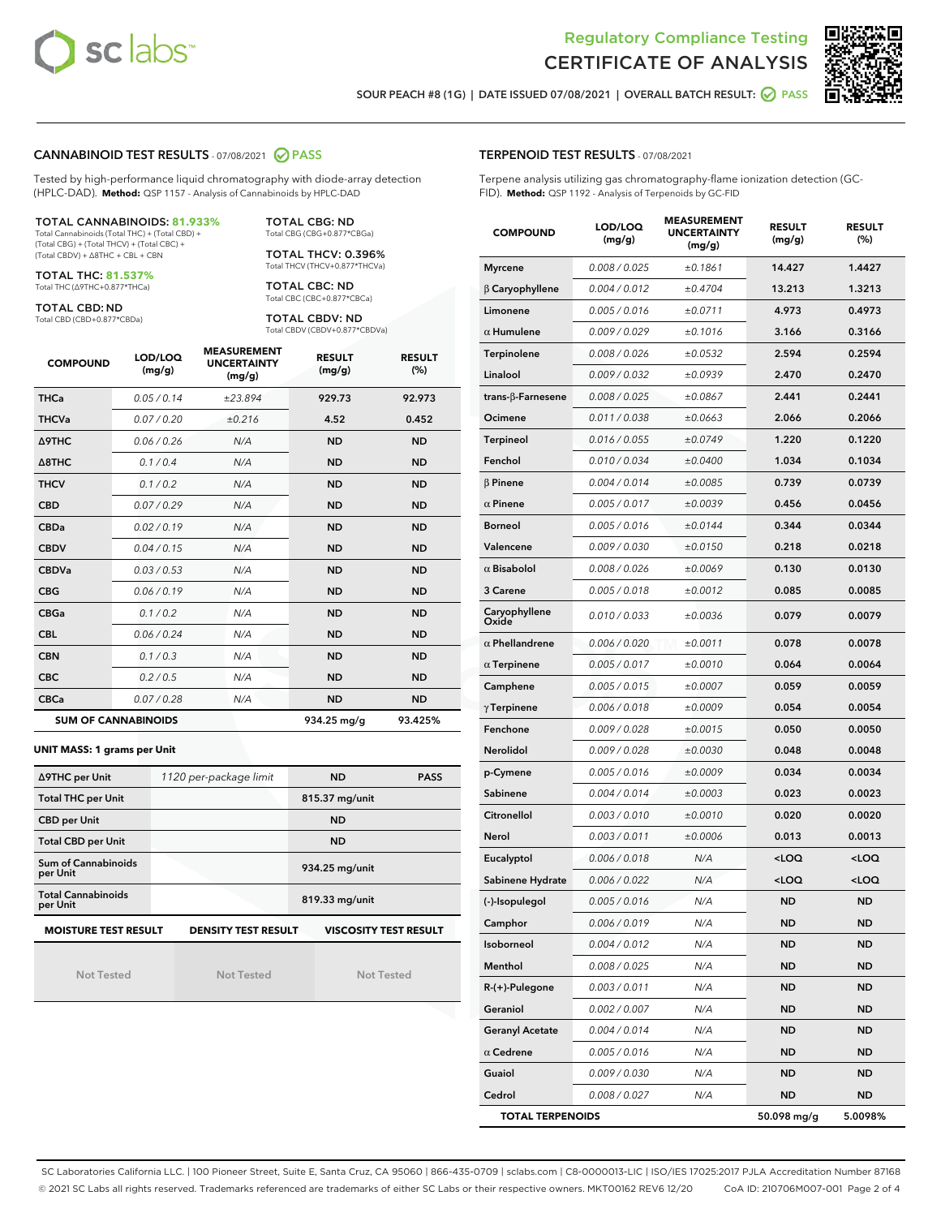SOUR PEACH #8 (1G) | DATE ISSUED 07/08/2021 | OVERALL BATCH RESULT: PASS

## CANNABINOID TEST RESULTS - 07/08/2021 PASS

Tested by high-performance liquid chromatography with diode-array detection (HPLC-DAD). **Method:** QSP 1157 - Analysis of Cannabinoids by HPLC-DAD

**TOTAL CANNABINOIDS: 81.933%**
Total Cannabinoids (Total THC) + (Total CBD) + (Total CBG) + (Total THCV) + (Total CBC) + (Total CBDV) + Δ8THC + CBL + CBN

**TOTAL THC: 81.537%**
Total THC (Δ9THC+0.877*THCa)

**TOTAL CBD: ND**
Total CBD (CBD+0.877*CBDa)

**TOTAL CBG: ND**
Total CBG (CBG+0.877*CBGa)

**TOTAL THCV: 0.396%**
Total THCV (THCV+0.877*THCVa)

**TOTAL CBC: ND**
Total CBC (CBC+0.877*CBCa)

**TOTAL CBDV: ND**
Total CBDV (CBDV+0.877*CBDVa)

| COMPOUND | LOD/LOQ (mg/g) | MEASUREMENT UNCERTAINTY (mg/g) | RESULT (mg/g) | RESULT (%) |
|---|---|---|---|---|
| THCa | 0.05 / 0.14 | ±23.894 | 929.73 | 92.973 |
| THCVa | 0.07 / 0.20 | ±0.216 | 4.52 | 0.452 |
| Δ9THC | 0.06 / 0.26 | N/A | ND | ND |
| Δ8THC | 0.1 / 0.4 | N/A | ND | ND |
| THCV | 0.1 / 0.2 | N/A | ND | ND |
| CBD | 0.07 / 0.29 | N/A | ND | ND |
| CBDa | 0.02 / 0.19 | N/A | ND | ND |
| CBDV | 0.04 / 0.15 | N/A | ND | ND |
| CBDVa | 0.03 / 0.53 | N/A | ND | ND |
| CBG | 0.06 / 0.19 | N/A | ND | ND |
| CBGa | 0.1 / 0.2 | N/A | ND | ND |
| CBL | 0.06 / 0.24 | N/A | ND | ND |
| CBN | 0.1 / 0.3 | N/A | ND | ND |
| CBC | 0.2 / 0.5 | N/A | ND | ND |
| CBCa | 0.07 / 0.28 | N/A | ND | ND |
| **SUM OF CANNABINOIDS** | | | 934.25 mg/g | 93.425% |

**UNIT MASS: 1 grams per Unit**

| | | | |
|---|---|---|---|
| Δ9THC per Unit | 1120 per-package limit | ND | PASS |
| Total THC per Unit | | 815.37 mg/unit | |
| CBD per Unit | | ND | |
| Total CBD per Unit | | ND | |
| Sum of Cannabinoids per Unit | | 934.25 mg/unit | |
| Total Cannabinoids per Unit | | 819.33 mg/unit | |

| MOISTURE TEST RESULT | DENSITY TEST RESULT | VISCOSITY TEST RESULT |
|---|---|---|
| Not Tested | Not Tested | Not Tested |

## TERPENOID TEST RESULTS - 07/08/2021

Terpene analysis utilizing gas chromatography-flame ionization detection (GC-FID). **Method:** QSP 1192 - Analysis of Terpenoids by GC-FID

| COMPOUND | LOD/LOQ (mg/g) | MEASUREMENT UNCERTAINTY (mg/g) | RESULT (mg/g) | RESULT (%) |
|---|---|---|---|---|
| Myrcene | 0.008 / 0.025 | ±0.1861 | 14.427 | 1.4427 |
| β Caryophyllene | 0.004 / 0.012 | ±0.4704 | 13.213 | 1.3213 |
| Limonene | 0.005 / 0.016 | ±0.0711 | 4.973 | 0.4973 |
| α Humulene | 0.009 / 0.029 | ±0.1016 | 3.166 | 0.3166 |
| Terpinolene | 0.008 / 0.026 | ±0.0532 | 2.594 | 0.2594 |
| Linalool | 0.009 / 0.032 | ±0.0939 | 2.470 | 0.2470 |
| trans-β-Farnesene | 0.008 / 0.025 | ±0.0867 | 2.441 | 0.2441 |
| Ocimene | 0.011 / 0.038 | ±0.0663 | 2.066 | 0.2066 |
| Terpineol | 0.016 / 0.055 | ±0.0749 | 1.220 | 0.1220 |
| Fenchol | 0.010 / 0.034 | ±0.0400 | 1.034 | 0.1034 |
| β Pinene | 0.004 / 0.014 | ±0.0085 | 0.739 | 0.0739 |
| α Pinene | 0.005 / 0.017 | ±0.0039 | 0.456 | 0.0456 |
| Borneol | 0.005 / 0.016 | ±0.0144 | 0.344 | 0.0344 |
| Valencene | 0.009 / 0.030 | ±0.0150 | 0.218 | 0.0218 |
| α Bisabolol | 0.008 / 0.026 | ±0.0069 | 0.130 | 0.0130 |
| 3 Carene | 0.005 / 0.018 | ±0.0012 | 0.085 | 0.0085 |
| Caryophyllene Oxide | 0.010 / 0.033 | ±0.0036 | 0.079 | 0.0079 |
| α Phellandrene | 0.006 / 0.020 | ±0.0011 | 0.078 | 0.0078 |
| α Terpinene | 0.005 / 0.017 | ±0.0010 | 0.064 | 0.0064 |
| Camphene | 0.005 / 0.015 | ±0.0007 | 0.059 | 0.0059 |
| γ Terpinene | 0.006 / 0.018 | ±0.0009 | 0.054 | 0.0054 |
| Fenchone | 0.009 / 0.028 | ±0.0015 | 0.050 | 0.0050 |
| Nerolidol | 0.009 / 0.028 | ±0.0030 | 0.048 | 0.0048 |
| p-Cymene | 0.005 / 0.016 | ±0.0009 | 0.034 | 0.0034 |
| Sabinene | 0.004 / 0.014 | ±0.0003 | 0.023 | 0.0023 |
| Citronellol | 0.003 / 0.010 | ±0.0010 | 0.020 | 0.0020 |
| Nerol | 0.003 / 0.011 | ±0.0006 | 0.013 | 0.0013 |
| Eucalyptol | 0.006 / 0.018 | N/A | <LOQ | <LOQ |
| Sabinene Hydrate | 0.006 / 0.022 | N/A | <LOQ | <LOQ |
| (-)-Isopulegol | 0.005 / 0.016 | N/A | ND | ND |
| Camphor | 0.006 / 0.019 | N/A | ND | ND |
| Isoborneol | 0.004 / 0.012 | N/A | ND | ND |
| Menthol | 0.008 / 0.025 | N/A | ND | ND |
| R-(+)-Pulegone | 0.003 / 0.011 | N/A | ND | ND |
| Geraniol | 0.002 / 0.007 | N/A | ND | ND |
| Geranyl Acetate | 0.004 / 0.014 | N/A | ND | ND |
| α Cedrene | 0.005 / 0.016 | N/A | ND | ND |
| Guaiol | 0.009 / 0.030 | N/A | ND | ND |
| Cedrol | 0.008 / 0.027 | N/A | ND | ND |
| **TOTAL TERPENOIDS** | | | 50.098 mg/g | 5.0098% |

SC Laboratories California LLC. | 100 Pioneer Street, Suite E, Santa Cruz, CA 95060 | 866-435-0709 | sclabs.com | C8-0000013-LIC | ISO/IES 17025:2017 PJLA Accreditation Number 87168
© 2021 SC Labs all rights reserved. Trademarks referenced are trademarks of either SC Labs or their respective owners. MKT00162 REV6 12/20 CoA ID: 210706M007-001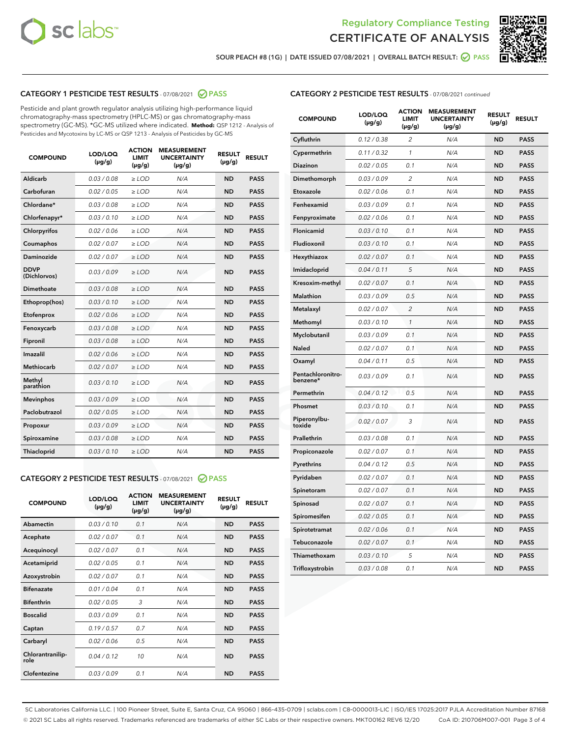Regulatory Compliance Testing
# CERTIFICATE OF ANALYSIS

SOUR PEACH #8 (1G) | DATE ISSUED 07/08/2021 | OVERALL BATCH RESULT: PASS

## CATEGORY 1 PESTICIDE TEST RESULTS - 07/08/2021 PASS

Pesticide and plant growth regulator analysis utilizing high-performance liquid chromatography-mass spectrometry (HPLC-MS) or gas chromatography-mass spectrometry (GC-MS). *GC-MS utilized where indicated. **Method:** QSP 1212 - Analysis of Pesticides and Mycotoxins by LC-MS or QSP 1213 - Analysis of Pesticides by GC-MS

| COMPOUND | LOD/LOQ (µg/g) | ACTION LIMIT (µg/g) | MEASUREMENT UNCERTAINTY (µg/g) | RESULT (µg/g) | RESULT |
|---|---|---|---|---|---|
| Aldicarb | 0.03 / 0.08 | ≥ LOD | N/A | ND | PASS |
| Carbofuran | 0.02 / 0.05 | ≥ LOD | N/A | ND | PASS |
| Chlordane* | 0.03 / 0.08 | ≥ LOD | N/A | ND | PASS |
| Chlorfenapyr* | 0.03 / 0.10 | ≥ LOD | N/A | ND | PASS |
| Chlorpyrifos | 0.02 / 0.06 | ≥ LOD | N/A | ND | PASS |
| Coumaphos | 0.02 / 0.07 | ≥ LOD | N/A | ND | PASS |
| Daminozide | 0.02 / 0.07 | ≥ LOD | N/A | ND | PASS |
| DDVP (Dichlorvos) | 0.03 / 0.09 | ≥ LOD | N/A | ND | PASS |
| Dimethoate | 0.03 / 0.08 | ≥ LOD | N/A | ND | PASS |
| Ethoprop(hos) | 0.03 / 0.10 | ≥ LOD | N/A | ND | PASS |
| Etofenprox | 0.02 / 0.06 | ≥ LOD | N/A | ND | PASS |
| Fenoxycarb | 0.03 / 0.08 | ≥ LOD | N/A | ND | PASS |
| Fipronil | 0.03 / 0.08 | ≥ LOD | N/A | ND | PASS |
| Imazalil | 0.02 / 0.06 | ≥ LOD | N/A | ND | PASS |
| Methiocarb | 0.02 / 0.07 | ≥ LOD | N/A | ND | PASS |
| Methyl parathion | 0.03 / 0.10 | ≥ LOD | N/A | ND | PASS |
| Mevinphos | 0.03 / 0.09 | ≥ LOD | N/A | ND | PASS |
| Paclobutrazol | 0.02 / 0.05 | ≥ LOD | N/A | ND | PASS |
| Propoxur | 0.03 / 0.09 | ≥ LOD | N/A | ND | PASS |
| Spiroxamine | 0.03 / 0.08 | ≥ LOD | N/A | ND | PASS |
| Thiacloprid | 0.03 / 0.10 | ≥ LOD | N/A | ND | PASS |

## CATEGORY 2 PESTICIDE TEST RESULTS - 07/08/2021 PASS

| COMPOUND | LOD/LOQ (µg/g) | ACTION LIMIT (µg/g) | MEASUREMENT UNCERTAINTY (µg/g) | RESULT (µg/g) | RESULT |
|---|---|---|---|---|---|
| Abamectin | 0.03 / 0.10 | 0.1 | N/A | ND | PASS |
| Acephate | 0.02 / 0.07 | 0.1 | N/A | ND | PASS |
| Acequinocyl | 0.02 / 0.07 | 0.1 | N/A | ND | PASS |
| Acetamiprid | 0.02 / 0.05 | 0.1 | N/A | ND | PASS |
| Azoxystrobin | 0.02 / 0.07 | 0.1 | N/A | ND | PASS |
| Bifenazate | 0.01 / 0.04 | 0.1 | N/A | ND | PASS |
| Bifenthrin | 0.02 / 0.05 | 3 | N/A | ND | PASS |
| Boscalid | 0.03 / 0.09 | 0.1 | N/A | ND | PASS |
| Captan | 0.19 / 0.57 | 0.7 | N/A | ND | PASS |
| Carbaryl | 0.02 / 0.06 | 0.5 | N/A | ND | PASS |
| Chlorantraniliprole | 0.04 / 0.12 | 10 | N/A | ND | PASS |
| Clofentezine | 0.03 / 0.09 | 0.1 | N/A | ND | PASS |
| Cyfluthrin | 0.12 / 0.38 | 2 | N/A | ND | PASS |
| Cypermethrin | 0.11 / 0.32 | 1 | N/A | ND | PASS |
| Diazinon | 0.02 / 0.05 | 0.1 | N/A | ND | PASS |
| Dimethomorph | 0.03 / 0.09 | 2 | N/A | ND | PASS |
| Etoxazole | 0.02 / 0.06 | 0.1 | N/A | ND | PASS |
| Fenhexamid | 0.03 / 0.09 | 0.1 | N/A | ND | PASS |
| Fenpyroximate | 0.02 / 0.06 | 0.1 | N/A | ND | PASS |
| Flonicamid | 0.03 / 0.10 | 0.1 | N/A | ND | PASS |
| Fludioxonil | 0.03 / 0.10 | 0.1 | N/A | ND | PASS |
| Hexythiazox | 0.02 / 0.07 | 0.1 | N/A | ND | PASS |
| Imidacloprid | 0.04 / 0.11 | 5 | N/A | ND | PASS |
| Kresoxim-methyl | 0.02 / 0.07 | 0.1 | N/A | ND | PASS |
| Malathion | 0.03 / 0.09 | 0.5 | N/A | ND | PASS |
| Metalaxyl | 0.02 / 0.07 | 2 | N/A | ND | PASS |
| Methomyl | 0.03 / 0.10 | 1 | N/A | ND | PASS |
| Myclobutanil | 0.03 / 0.09 | 0.1 | N/A | ND | PASS |
| Naled | 0.02 / 0.07 | 0.1 | N/A | ND | PASS |
| Oxamyl | 0.04 / 0.11 | 0.5 | N/A | ND | PASS |
| Pentachloronitrobenzene* | 0.03 / 0.09 | 0.1 | N/A | ND | PASS |
| Permethrin | 0.04 / 0.12 | 0.5 | N/A | ND | PASS |
| Phosmet | 0.03 / 0.10 | 0.1 | N/A | ND | PASS |
| Piperonylbutoxide | 0.02 / 0.07 | 3 | N/A | ND | PASS |
| Prallethrin | 0.03 / 0.08 | 0.1 | N/A | ND | PASS |
| Propiconazole | 0.02 / 0.07 | 0.1 | N/A | ND | PASS |
| Pyrethrins | 0.04 / 0.12 | 0.5 | N/A | ND | PASS |
| Pyridaben | 0.02 / 0.07 | 0.1 | N/A | ND | PASS |
| Spinetoram | 0.02 / 0.07 | 0.1 | N/A | ND | PASS |
| Spinosad | 0.02 / 0.07 | 0.1 | N/A | ND | PASS |
| Spiromesifen | 0.02 / 0.05 | 0.1 | N/A | ND | PASS |
| Spirotetramat | 0.02 / 0.06 | 0.1 | N/A | ND | PASS |
| Tebuconazole | 0.02 / 0.07 | 0.1 | N/A | ND | PASS |
| Thiamethoxam | 0.03 / 0.10 | 5 | N/A | ND | PASS |
| Trifloxystrobin | 0.03 / 0.08 | 0.1 | N/A | ND | PASS |

SC Laboratories California LLC. | 100 Pioneer Street, Suite E, Santa Cruz, CA 95060 | 866-435-0709 | sclabs.com | C8-0000013-LIC | ISO/IES 17025:2017 PJLA Accreditation Number 87168
© 2021 SC Labs all rights reserved. Trademarks referenced are trademarks of either SC Labs or their respective owners. MKT00162 REV6 12/20 CoA ID: 210706M007-001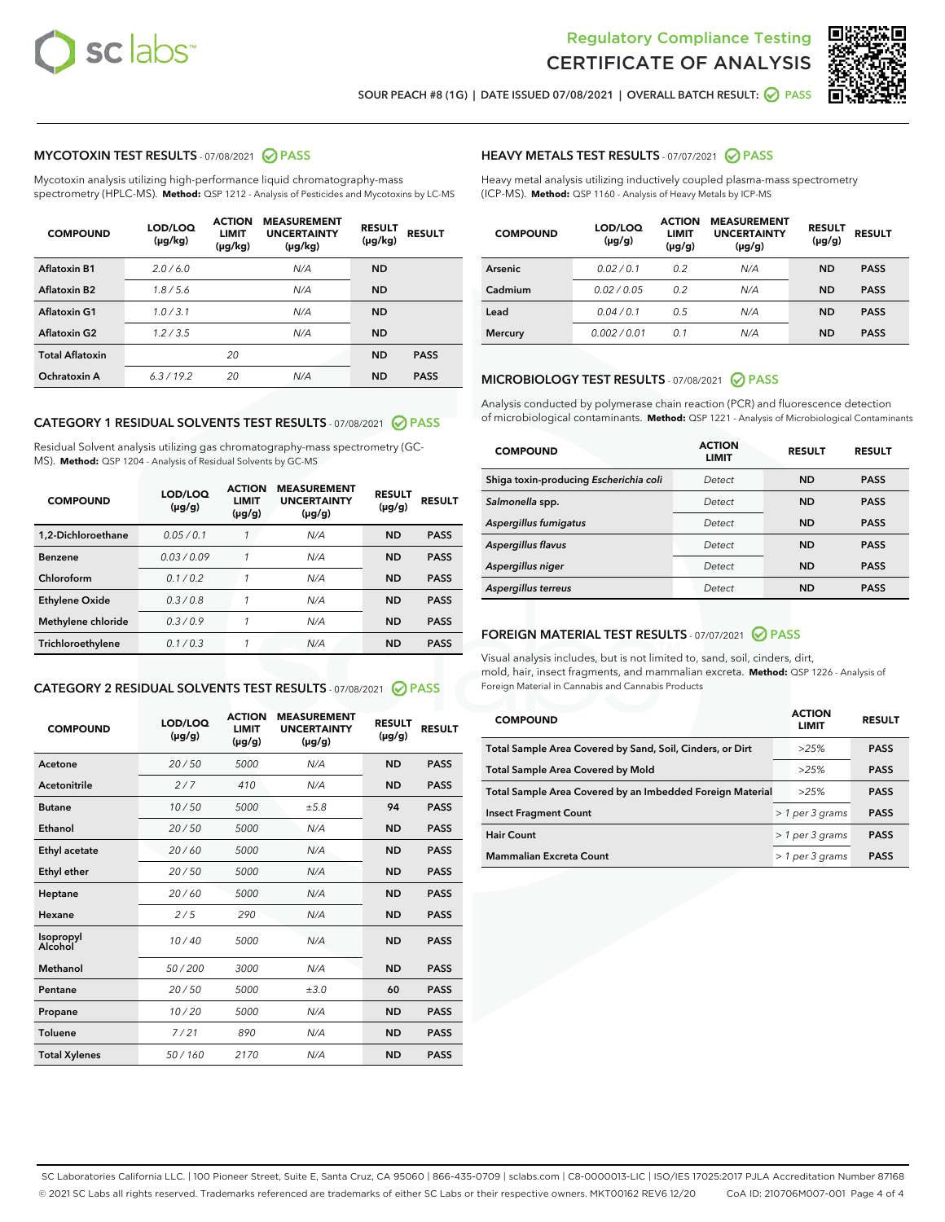Regulatory Compliance Testing
CERTIFICATE OF ANALYSIS

SOUR PEACH #8 (1G) | DATE ISSUED 07/08/2021 | OVERALL BATCH RESULT: PASS

## MYCOTOXIN TEST RESULTS - 07/08/2021 PASS

Mycotoxin analysis utilizing high-performance liquid chromatography-mass spectrometry (HPLC-MS). **Method:** QSP 1212 - Analysis of Pesticides and Mycotoxins by LC-MS

| COMPOUND | LOD/LOQ (µg/kg) | ACTION LIMIT (µg/kg) | MEASUREMENT UNCERTAINTY (µg/kg) | RESULT (µg/kg) | RESULT |
|---|---|---|---|---|---|
| Aflatoxin B1 | 2.0 / 6.0 | | N/A | ND | |
| Aflatoxin B2 | 1.8 / 5.6 | | N/A | ND | |
| Aflatoxin G1 | 1.0 / 3.1 | | N/A | ND | |
| Aflatoxin G2 | 1.2 / 3.5 | | N/A | ND | |
| Total Aflatoxin | | 20 | | ND | PASS |
| Ochratoxin A | 6.3 / 19.2 | 20 | N/A | ND | PASS |

## CATEGORY 1 RESIDUAL SOLVENTS TEST RESULTS - 07/08/2021 PASS

Residual Solvent analysis utilizing gas chromatography-mass spectrometry (GC-MS). **Method:** QSP 1204 - Analysis of Residual Solvents by GC-MS

| COMPOUND | LOD/LOQ (µg/g) | ACTION LIMIT (µg/g) | MEASUREMENT UNCERTAINTY (µg/g) | RESULT (µg/g) | RESULT |
|---|---|---|---|---|---|
| 1,2-Dichloroethane | 0.05 / 0.1 | 1 | N/A | ND | PASS |
| Benzene | 0.03 / 0.09 | 1 | N/A | ND | PASS |
| Chloroform | 0.1 / 0.2 | 1 | N/A | ND | PASS |
| Ethylene Oxide | 0.3 / 0.8 | 1 | N/A | ND | PASS |
| Methylene chloride | 0.3 / 0.9 | 1 | N/A | ND | PASS |
| Trichloroethylene | 0.1 / 0.3 | 1 | N/A | ND | PASS |

## CATEGORY 2 RESIDUAL SOLVENTS TEST RESULTS - 07/08/2021 PASS

| COMPOUND | LOD/LOQ (µg/g) | ACTION LIMIT (µg/g) | MEASUREMENT UNCERTAINTY (µg/g) | RESULT (µg/g) | RESULT |
|---|---|---|---|---|---|
| Acetone | 20 / 50 | 5000 | N/A | ND | PASS |
| Acetonitrile | 2 / 7 | 410 | N/A | ND | PASS |
| Butane | 10 / 50 | 5000 | ±5.8 | 94 | PASS |
| Ethanol | 20 / 50 | 5000 | N/A | ND | PASS |
| Ethyl acetate | 20 / 60 | 5000 | N/A | ND | PASS |
| Ethyl ether | 20 / 50 | 5000 | N/A | ND | PASS |
| Heptane | 20 / 60 | 5000 | N/A | ND | PASS |
| Hexane | 2 / 5 | 290 | N/A | ND | PASS |
| Isopropyl Alcohol | 10 / 40 | 5000 | N/A | ND | PASS |
| Methanol | 50 / 200 | 3000 | N/A | ND | PASS |
| Pentane | 20 / 50 | 5000 | ±3.0 | 60 | PASS |
| Propane | 10 / 20 | 5000 | N/A | ND | PASS |
| Toluene | 7 / 21 | 890 | N/A | ND | PASS |
| Total Xylenes | 50 / 160 | 2170 | N/A | ND | PASS |

## HEAVY METALS TEST RESULTS - 07/07/2021 PASS

Heavy metal analysis utilizing inductively coupled plasma-mass spectrometry (ICP-MS). **Method:** QSP 1160 - Analysis of Heavy Metals by ICP-MS

| COMPOUND | LOD/LOQ (µg/g) | ACTION LIMIT (µg/g) | MEASUREMENT UNCERTAINTY (µg/g) | RESULT (µg/g) | RESULT |
|---|---|---|---|---|---|
| Arsenic | 0.02 / 0.1 | 0.2 | N/A | ND | PASS |
| Cadmium | 0.02 / 0.05 | 0.2 | N/A | ND | PASS |
| Lead | 0.04 / 0.1 | 0.5 | N/A | ND | PASS |
| Mercury | 0.002 / 0.01 | 0.1 | N/A | ND | PASS |

## MICROBIOLOGY TEST RESULTS - 07/08/2021 PASS

Analysis conducted by polymerase chain reaction (PCR) and fluorescence detection of microbiological contaminants. **Method:** QSP 1221 - Analysis of Microbiological Contaminants

| COMPOUND | ACTION LIMIT | RESULT | RESULT |
|---|---|---|---|
| Shiga toxin-producing *Escherichia coli* | Detect | ND | PASS |
| *Salmonella* spp. | Detect | ND | PASS |
| *Aspergillus fumigatus* | Detect | ND | PASS |
| *Aspergillus flavus* | Detect | ND | PASS |
| *Aspergillus niger* | Detect | ND | PASS |
| *Aspergillus terreus* | Detect | ND | PASS |

## FOREIGN MATERIAL TEST RESULTS - 07/07/2021 PASS

Visual analysis includes, but is not limited to, sand, soil, cinders, dirt, mold, hair, insect fragments, and mammalian excreta. **Method:** QSP 1226 - Analysis of Foreign Material in Cannabis and Cannabis Products

| COMPOUND | ACTION LIMIT | RESULT |
|---|---|---|
| Total Sample Area Covered by Sand, Soil, Cinders, or Dirt | >25% | PASS |
| Total Sample Area Covered by Mold | >25% | PASS |
| Total Sample Area Covered by an Imbedded Foreign Material | >25% | PASS |
| Insect Fragment Count | > 1 per 3 grams | PASS |
| Hair Count | > 1 per 3 grams | PASS |
| Mammalian Excreta Count | > 1 per 3 grams | PASS |

SC Laboratories California LLC. | 100 Pioneer Street, Suite E, Santa Cruz, CA 95060 | 866-435-0709 | sclabs.com | C8-0000013-LIC | ISO/IES 17025:2017 PJLA Accreditation Number 87168
© 2021 SC Labs all rights reserved. Trademarks referenced are trademarks of either SC Labs or their respective owners. MKT00162 REV6 12/20 CoA ID: 210706M007-001